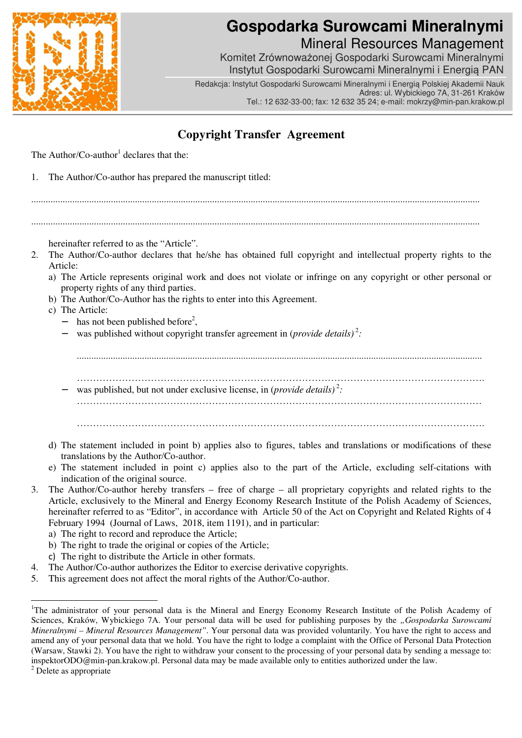**Gospodarka Surowcami Mineralnymi**
Mineral Resources Management
Komitet Zrównoważonej Gospodarki Surowcami Mineralnymi
Instytut Gospodarki Surowcami Mineralnymi i Energią PAN

Redakcja: Instytut Gospodarki Surowcami Mineralnymi i Energią Polskiej Akademii Nauk
Adres: ul. Wybickiego 7A, 31-261 Kraków
Tel.: 12 632-33-00; fax: 12 632 35 24; e-mail: mokrzy@min-pan.krakow.pl

# Copyright Transfer Agreement

The Author/Co-author[1] declares that the:

1. The Author/Co-author has prepared the manuscript titled:

   ........................................................................................................................................................................

   ........................................................................................................................................................................

   hereinafter referred to as the "Article".
2. The Author/Co-author declares that he/she has obtained full copyright and intellectual property rights to the Article:
   a) The Article represents original work and does not violate or infringe on any copyright or other personal or property rights of any third parties.
   b) The Author/Co-Author has the rights to enter into this Agreement.
   c) The Article:
      - has not been published before[2],
      - was published without copyright transfer agreement in (*provide details*)[2]*:*

        ........................................................................................................................................................

        ……………………………………………………………………………………………………………
      - was published, but not under exclusive license, in (*provide details*)[2]*:*

        ……………………………………………………………………………………………………………

        ……………………………………………………………………………………………………………
   d) The statement included in point b) applies also to figures, tables and translations or modifications of these translations by the Author/Co-author.
   e) The statement included in point c) applies also to the part of the Article, excluding self-citations with indication of the original source.
3. The Author/Co-author hereby transfers – free of charge – all proprietary copyrights and related rights to the Article, exclusively to the Mineral and Energy Economy Research Institute of the Polish Academy of Sciences, hereinafter referred to as "Editor", in accordance with Article 50 of the Act on Copyright and Related Rights of 4 February 1994 (Journal of Laws, 2018, item 1191), and in particular:
   a) The right to record and reproduce the Article;
   b) The right to trade the original or copies of the Article;
   c) The right to distribute the Article in other formats.
4. The Author/Co-author authorizes the Editor to exercise derivative copyrights.
5. This agreement does not affect the moral rights of the Author/Co-author.

---

[1]The administrator of your personal data is the Mineral and Energy Economy Research Institute of the Polish Academy of Sciences, Kraków, Wybickiego 7A. Your personal data will be used for publishing purposes by the *„Gospodarka Surowcami Mineralnymi – Mineral Resources Management"*. Your personal data was provided voluntarily. You have the right to access and amend any of your personal data that we hold. You have the right to lodge a complaint with the Office of Personal Data Protection (Warsaw, Stawki 2). You have the right to withdraw your consent to the processing of your personal data by sending a message to: inspektorODO@min-pan.krakow.pl. Personal data may be made available only to entities authorized under the law.

[2] Delete as appropriate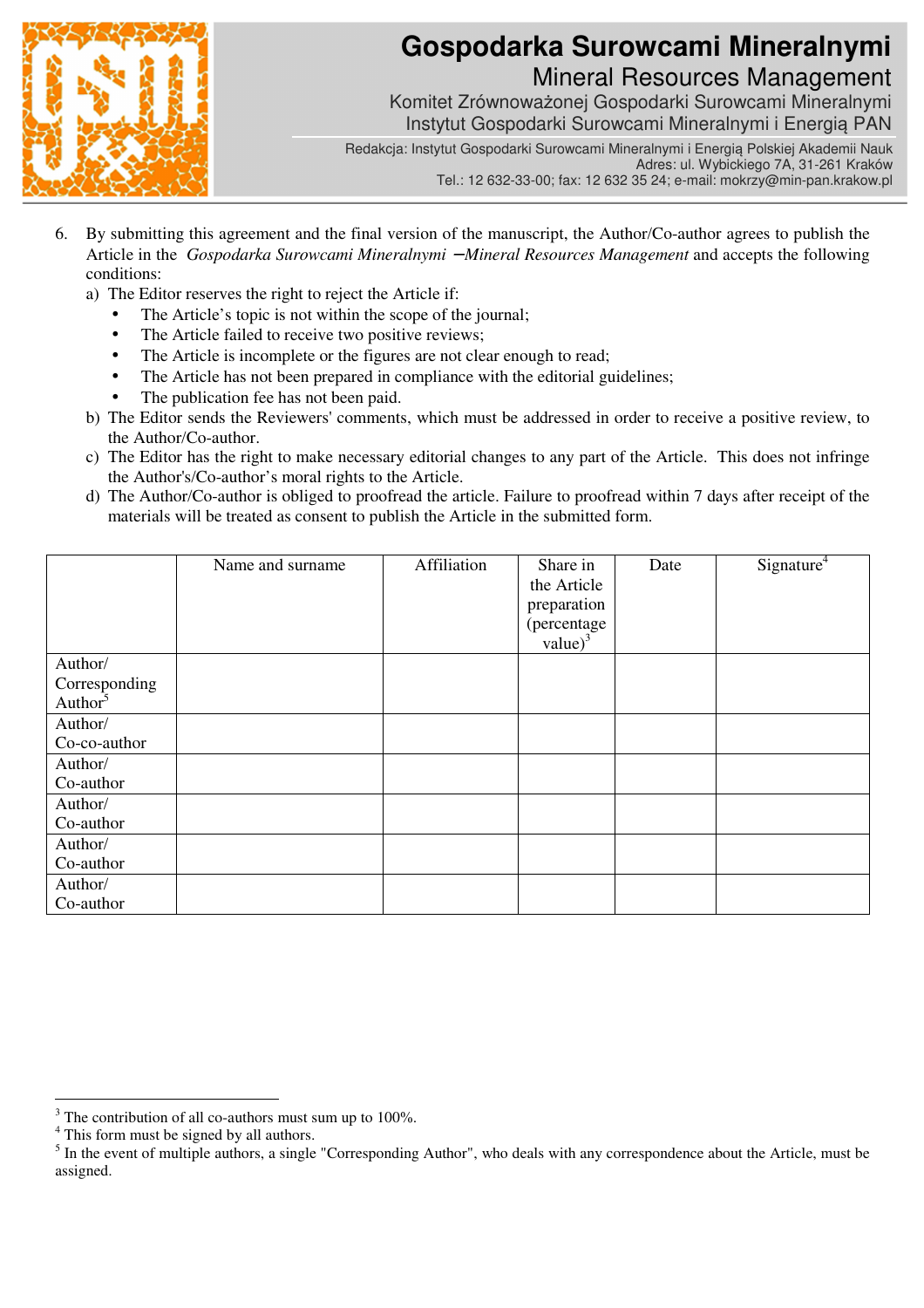6. By submitting this agreement and the final version of the manuscript, the Author/Co-author agrees to publish the Article in the *Gospodarka Surowcami Mineralnymi – Mineral Resources Management* and accepts the following conditions:
   a) The Editor reserves the right to reject the Article if:
      - The Article's topic is not within the scope of the journal;
      - The Article failed to receive two positive reviews;
      - The Article is incomplete or the figures are not clear enough to read;
      - The Article has not been prepared in compliance with the editorial guidelines;
      - The publication fee has not been paid.
   b) The Editor sends the Reviewers' comments, which must be addressed in order to receive a positive review, to the Author/Co-author.
   c) The Editor has the right to make necessary editorial changes to any part of the Article. This does not infringe the Author's/Co-author's moral rights to the Article.
   d) The Author/Co-author is obliged to proofread the article. Failure to proofread within 7 days after receipt of the materials will be treated as consent to publish the Article in the submitted form.

| | Name and surname | Affiliation | Share in the Article preparation (percentage value)[3] | Date | Signature[4] |
|---|---|---|---|---|---|
| Author/ Corresponding Author[5] | | | | | |
| Author/ Co-co-author | | | | | |
| Author/ Co-author | | | | | |
| Author/ Co-author | | | | | |
| Author/ Co-author | | | | | |
| Author/ Co-author | | | | | |

[3] The contribution of all co-authors must sum up to 100%.
[4] This form must be signed by all authors.
[5] In the event of multiple authors, a single "Corresponding Author", who deals with any correspondence about the Article, must be assigned.